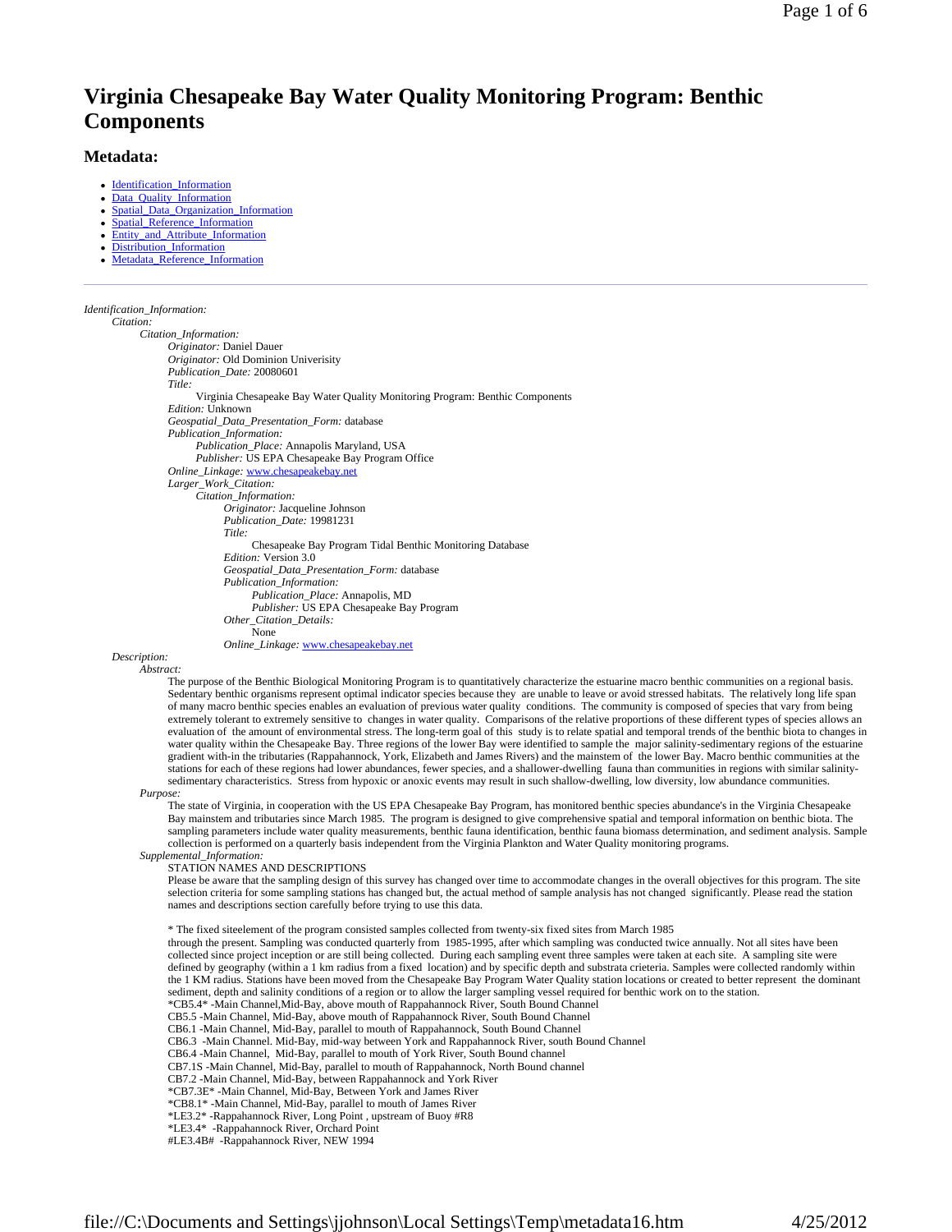# Virginia Chesapeake Bay Water Quality Monitoring Program: Benthic Components

## Metadata:

- Identification_Information
- Data_Quality_Information
- Spatial_Data_Organization_Information
- Spatial_Reference_Information
- Entity_and_Attribute_Information
- Distribution_Information
- Metadata_Reference_Information

---

*Identification_Information:*
  *Citation:*
    *Citation_Information:*
      *Originator:* Daniel Dauer
      *Originator:* Old Dominion Univerisity
      *Publication_Date:* 20080601
      *Title:*
        Virginia Chesapeake Bay Water Quality Monitoring Program: Benthic Components
      *Edition:* Unknown
      *Geospatial_Data_Presentation_Form:* database
      *Publication_Information:*
        *Publication_Place:* Annapolis Maryland, USA
        *Publisher:* US EPA Chesapeake Bay Program Office
      *Online_Linkage:* www.chesapeakebay.net
      *Larger_Work_Citation:*
        *Citation_Information:*
          *Originator:* Jacqueline Johnson
          *Publication_Date:* 19981231
          *Title:*
            Chesapeake Bay Program Tidal Benthic Monitoring Database
          *Edition:* Version 3.0
          *Geospatial_Data_Presentation_Form:* database
          *Publication_Information:*
            *Publication_Place:* Annapolis, MD
            *Publisher:* US EPA Chesapeake Bay Program
          *Other_Citation_Details:*
            None
          *Online_Linkage:* www.chesapeakebay.net
  *Description:*
    *Abstract:*
      The purpose of the Benthic Biological Monitoring Program is to quantitatively characterize the estuarine macro benthic communities on a regional basis. Sedentary benthic organisms represent optimal indicator species because they are unable to leave or avoid stressed habitats. The relatively long life span of many macro benthic species enables an evaluation of previous water quality conditions. The community is composed of species that vary from being extremely tolerant to extremely sensitive to changes in water quality. Comparisons of the relative proportions of these different types of species allows an evaluation of the amount of environmental stress. The long-term goal of this study is to relate spatial and temporal trends of the benthic biota to changes in water quality within the Chesapeake Bay. Three regions of the lower Bay were identified to sample the major salinity-sedimentary regions of the estuarine gradient with-in the tributaries (Rappahannock, York, Elizabeth and James Rivers) and the mainstem of the lower Bay. Macro benthic communities at the stations for each of these regions had lower abundances, fewer species, and a shallower-dwelling fauna than communities in regions with similar salinity-sedimentary characteristics. Stress from hypoxic or anoxic events may result in such shallow-dwelling, low diversity, low abundance communities.
    *Purpose:*
      The state of Virginia, in cooperation with the US EPA Chesapeake Bay Program, has monitored benthic species abundance's in the Virginia Chesapeake Bay mainstem and tributaries since March 1985. The program is designed to give comprehensive spatial and temporal information on benthic biota. The sampling parameters include water quality measurements, benthic fauna identification, benthic fauna biomass determination, and sediment analysis. Sample collection is performed on a quarterly basis independent from the Virginia Plankton and Water Quality monitoring programs.
    *Supplemental_Information:*
      STATION NAMES AND DESCRIPTIONS
      Please be aware that the sampling design of this survey has changed over time to accommodate changes in the overall objectives for this program. The site selection criteria for some sampling stations has changed but, the actual method of sample analysis has not changed significantly. Please read the station names and descriptions section carefully before trying to use this data.

      * The fixed siteelement of the program consisted samples collected from twenty-six fixed sites from March 1985 through the present. Sampling was conducted quarterly from 1985-1995, after which sampling was conducted twice annually. Not all sites have been collected since project inception or are still being collected. During each sampling event three samples were taken at each site. A sampling site were defined by geography (within a 1 km radius from a fixed location) and by specific depth and substrata crieteria. Samples were collected randomly within the 1 KM radius. Stations have been moved from the Chesapeake Bay Program Water Quality station locations or created to better represent the dominant sediment, depth and salinity conditions of a region or to allow the larger sampling vessel required for benthic work on to the station.
      *CB5.4* -Main Channel,Mid-Bay, above mouth of Rappahannock River, South Bound Channel
      CB5.5 -Main Channel, Mid-Bay, above mouth of Rappahannock River, South Bound Channel
      CB6.1 -Main Channel, Mid-Bay, parallel to mouth of Rappahannock, South Bound Channel
      CB6.3 -Main Channel. Mid-Bay, mid-way between York and Rappahannock River, south Bound Channel
      CB6.4 -Main Channel, Mid-Bay, parallel to mouth of York River, South Bound channel
      CB7.1S -Main Channel, Mid-Bay, parallel to mouth of Rappahannock, North Bound channel
      CB7.2 -Main Channel, Mid-Bay, between Rappahannock and York River
      *CB7.3E* -Main Channel, Mid-Bay, Between York and James River
      *CB8.1* -Main Channel, Mid-Bay, parallel to mouth of James River
      *LE3.2* -Rappahannock River, Long Point , upstream of Buoy #R8
      *LE3.4* -Rappahannock River, Orchard Point
      #LE3.4B# -Rappahannock River, NEW 1994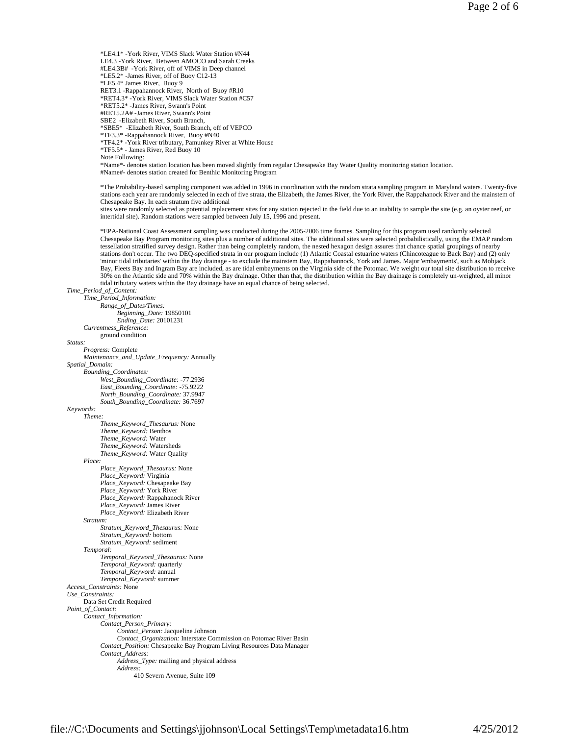*LE4.1* -York River, VIMS Slack Water Station #N44
LE4.3 -York River, Between AMOCO and Sarah Creeks
#LE4.3B# -York River, off of VIMS in Deep channel
*LE5.2* -James River, off of Buoy C12-13
*LE5.4* James River, Buoy 9
RET3.1 -Rappahannock River, North of Buoy #R10
*RET4.3* -York River, VIMS Slack Water Station #C57
*RET5.2* -James River, Swann's Point
#RET5.2A# -James River, Swann's Point
SBE2 -Elizabeth River, South Branch,
*SBE5* -Elizabeth River, South Branch, off of VEPCO
*TF3.3* -Rappahannock River, Buoy #N40
*TF4.2* -York River tributary, Pamunkey River at White House
*TF5.5* - James River, Red Buoy 10
Note Following:
*Name*- denotes station location has been moved slightly from regular Chesapeake Bay Water Quality monitoring station location.
#Name#- denotes station created for Benthic Monitoring Program

*The Probability-based sampling component was added in 1996 in coordination with the random strata sampling program in Maryland waters. Twenty-five stations each year are randomly selected in each of five strata, the Elizabeth, the James River, the York River, the Rappahannock River and the mainstem of Chesapeake Bay. In each stratum five additional
sites were randomly selected as potential replacement sites for any station rejected in the field due to an inability to sample the site (e.g. an oyster reef, or intertidal site). Random stations were sampled between July 15, 1996 and present.

*EPA-National Coast Assessment sampling was conducted during the 2005-2006 time frames. Sampling for this program used randomly selected Chesapeake Bay Program monitoring sites plus a number of additional sites. The additional sites were selected probabilistically, using the EMAP random tessellation stratified survey design. Rather than being completely random, the nested hexagon design assures that chance spatial groupings of nearby stations don't occur. The two DEQ-specified strata in our program include (1) Atlantic Coastal estuarine waters (Chincoteague to Back Bay) and (2) only 'minor tidal tributaries' within the Bay drainage - to exclude the mainstem Bay, Rappahannock, York and James. Major 'embayments', such as Mobjack Bay, Fleets Bay and Ingram Bay are included, as are tidal embayments on the Virginia side of the Potomac. We weight our total site distribution to receive 30% on the Atlantic side and 70% within the Bay drainage. Other than that, the distribution within the Bay drainage is completely un-weighted, all minor tidal tributary waters within the Bay drainage have an equal chance of being selected.

*Time_Period_of_Content:*
- *Time_Period_Information:*
  - *Range_of_Dates/Times:*
    - *Beginning_Date:* 19850101
    - *Ending_Date:* 20101231
- *Currentness_Reference:*
  ground condition

*Status:*
- *Progress:* Complete
- *Maintenance_and_Update_Frequency:* Annually

*Spatial_Domain:*
- *Bounding_Coordinates:*
  - *West_Bounding_Coordinate:* -77.2936
  - *East_Bounding_Coordinate:* -75.9222
  - *North_Bounding_Coordinate:* 37.9947
  - *South_Bounding_Coordinate:* 36.7697

*Keywords:*
- *Theme:*
  - *Theme_Keyword_Thesaurus:* None
  - *Theme_Keyword:* Benthos
  - *Theme_Keyword:* Water
  - *Theme_Keyword:* Watersheds
  - *Theme_Keyword:* Water Quality
- *Place:*
  - *Place_Keyword_Thesaurus:* None
  - *Place_Keyword:* Virginia
  - *Place_Keyword:* Chesapeake Bay
  - *Place_Keyword:* York River
  - *Place_Keyword:* Rappahanock River
  - *Place_Keyword:* James River
  - *Place_Keyword:* Elizabeth River
- *Stratum:*
  - *Stratum_Keyword_Thesaurus:* None
  - *Stratum_Keyword:* bottom
  - *Stratum_Keyword:* sediment
- *Temporal:*
  - *Temporal_Keyword_Thesaurus:* None
  - *Temporal_Keyword:* quarterly
  - *Temporal_Keyword:* annual
  - *Temporal_Keyword:* summer

*Access_Constraints:* None

*Use_Constraints:*
Data Set Credit Required

*Point_of_Contact:*
- *Contact_Information:*
  - *Contact_Person_Primary:*
    - *Contact_Person:* Jacqueline Johnson
    - *Contact_Organization:* Interstate Commission on Potomac River Basin
  - *Contact_Position:* Chesapeake Bay Program Living Resources Data Manager
  - *Contact_Address:*
    - *Address_Type:* mailing and physical address
    - *Address:*
      410 Severn Avenue, Suite 109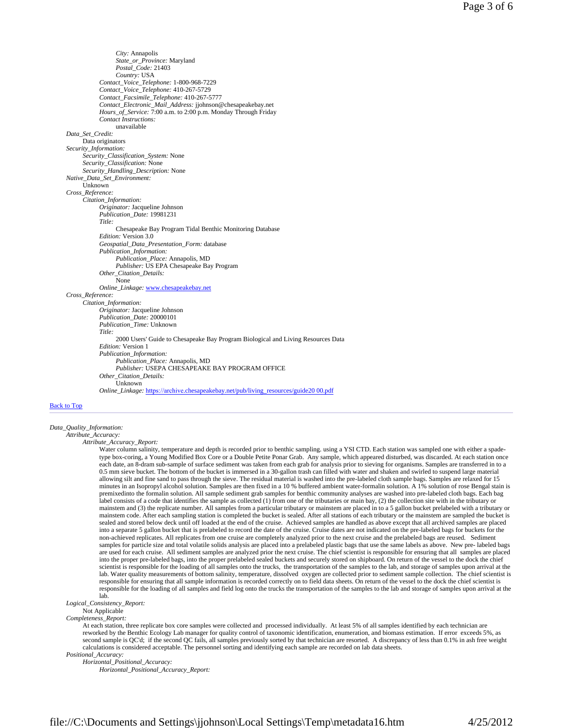*City:* Annapolis
*State_or_Province:* Maryland
*Postal_Code:* 21403
*Country:* USA
*Contact_Voice_Telephone:* 1-800-968-7229
*Contact_Voice_Telephone:* 410-267-5729
*Contact_Facsimile_Telephone:* 410-267-5777
*Contact_Electronic_Mail_Address:* jjohnson@chesapeakebay.net
*Hours_of_Service:* 7:00 a.m. to 2:00 p.m. Monday Through Friday
*Contact Instructions:*
unavailable

*Data_Set_Credit:*
Data originators

*Security_Information:*
*Security_Classification_System:* None
*Security_Classification:* None
*Security_Handling_Description:* None

*Native_Data_Set_Environment:*
Unknown

*Cross_Reference:*
*Citation_Information:*
*Originator:* Jacqueline Johnson
*Publication_Date:* 19981231
*Title:*
Chesapeake Bay Program Tidal Benthic Monitoring Database
*Edition:* Version 3.0
*Geospatial_Data_Presentation_Form:* database
*Publication_Information:*
*Publication_Place:* Annapolis, MD
*Publisher:* US EPA Chesapeake Bay Program
*Other_Citation_Details:*
None
*Online_Linkage:* [www.chesapeakebay.net](www.chesapeakebay.net)

*Cross_Reference:*
*Citation_Information:*
*Originator:* Jacqueline Johnson
*Publication_Date:* 20000101
*Publication_Time:* Unknown
*Title:*
2000 Users' Guide to Chesapeake Bay Program Biological and Living Resources Data
*Edition:* Version 1
*Publication_Information:*
*Publication_Place:* Annapolis, MD
*Publisher:* USEPA CHESAPEAKE BAY PROGRAM OFFICE
*Other_Citation_Details:*
Unknown
*Online_Linkage:* [https://archive.chesapeakebay.net/pub/living_resources/guide20 00.pdf](https://archive.chesapeakebay.net/pub/living_resources/guide2000.pdf)

Back to Top

---

*Data_Quality_Information:*
*Attribute_Accuracy:*
*Attribute_Accuracy_Report:*
Water column salinity, temperature and depth is recorded prior to benthic sampling. using a YSI CTD. Each station was sampled one with either a spade-type box-coring, a Young Modified Box Core or a Double Petite Ponar Grab. Any sample, which appeared disturbed, was discarded. At each station once each date, an 8-dram sub-sample of surface sediment was taken from each grab for analysis prior to sieving for organisms. Samples are transferred in to a 0.5 mm sieve bucket. The bottom of the bucket is immersed in a 30-gallon trash can filled with water and shaken and swirled to suspend large material allowing silt and fine sand to pass through the sieve. The residual material is washed into the pre-labeled cloth sample bags. Samples are relaxed for 15 minutes in an Isopropyl alcohol solution. Samples are then fixed in a 10 % buffered ambient water-formalin solution. A 1% solution of rose Bengal stain is premixedinto the formalin solution. All sample sediment grab samples for benthic community analyses are washed into pre-labeled cloth bags. Each bag label consists of a code that identifies the sample as collected (1) from one of the tributaries or main bay, (2) the collection site with in the tributary or mainstem and (3) the replicate number. All samples from a particular tributary or mainstem are placed in to a 5 gallon bucket prelabeled with a tributary or mainstem code. After each sampling station is completed the bucket is sealed. After all stations of each tributary or the mainstem are sampled the bucket is sealed and stored below deck until off loaded at the end of the cruise. Achieved samples are handled as above except that all archived samples are placed into a separate 5 gallon bucket that is prelabeled to record the date of the cruise. Cruise dates are not indicated on the pre-labeled bags for buckets for the non-achieved replicates. All replicates from one cruise are completely analyzed prior to the next cruise and the prelabeled bags are reused. Sediment samples for particle size and total volatile solids analysis are placed into a prelabeled plastic bags that use the same labels as above. New pre- labeled bags are used for each cruise. All sediment samples are analyzed prior the next cruise. The chief scientist is responsible for ensuring that all samples are placed into the proper pre-labeled bags, into the proper prelabeled sealed buckets and securely stored on shipboard. On return of the vessel to the dock the chief scientist is responsible for the loading of all samples onto the trucks, the transportation of the samples to the lab, and storage of samples upon arrival at the lab. Water quality measurements of bottom salinity, temperature, dissolved oxygen are collected prior to sediment sample collection. The chief scientist is responsible for ensuring that all sample information is recorded correctly on to field data sheets. On return of the vessel to the dock the chief scientist is responsible for the loading of all samples and field log onto the trucks the transportation of the samples to the lab and storage of samples upon arrival at the lab.

*Logical_Consistency_Report:*
Not Applicable

*Completeness_Report:*
At each station, three replicate box core samples were collected and processed individually. At least 5% of all samples identified by each technician are reworked by the Benthic Ecology Lab manager for quality control of taxonomic identification, enumeration, and biomass estimation. If error exceeds 5%, as second sample is QC'd; if the second QC fails, all samples previously sorted by that technician are resorted. A discrepancy of less than 0.1% in ash free weight calculations is considered acceptable. The personnel sorting and identifying each sample are recorded on lab data sheets.

*Positional_Accuracy:*
*Horizontal_Positional_Accuracy:*
*Horizontal_Positional_Accuracy_Report:*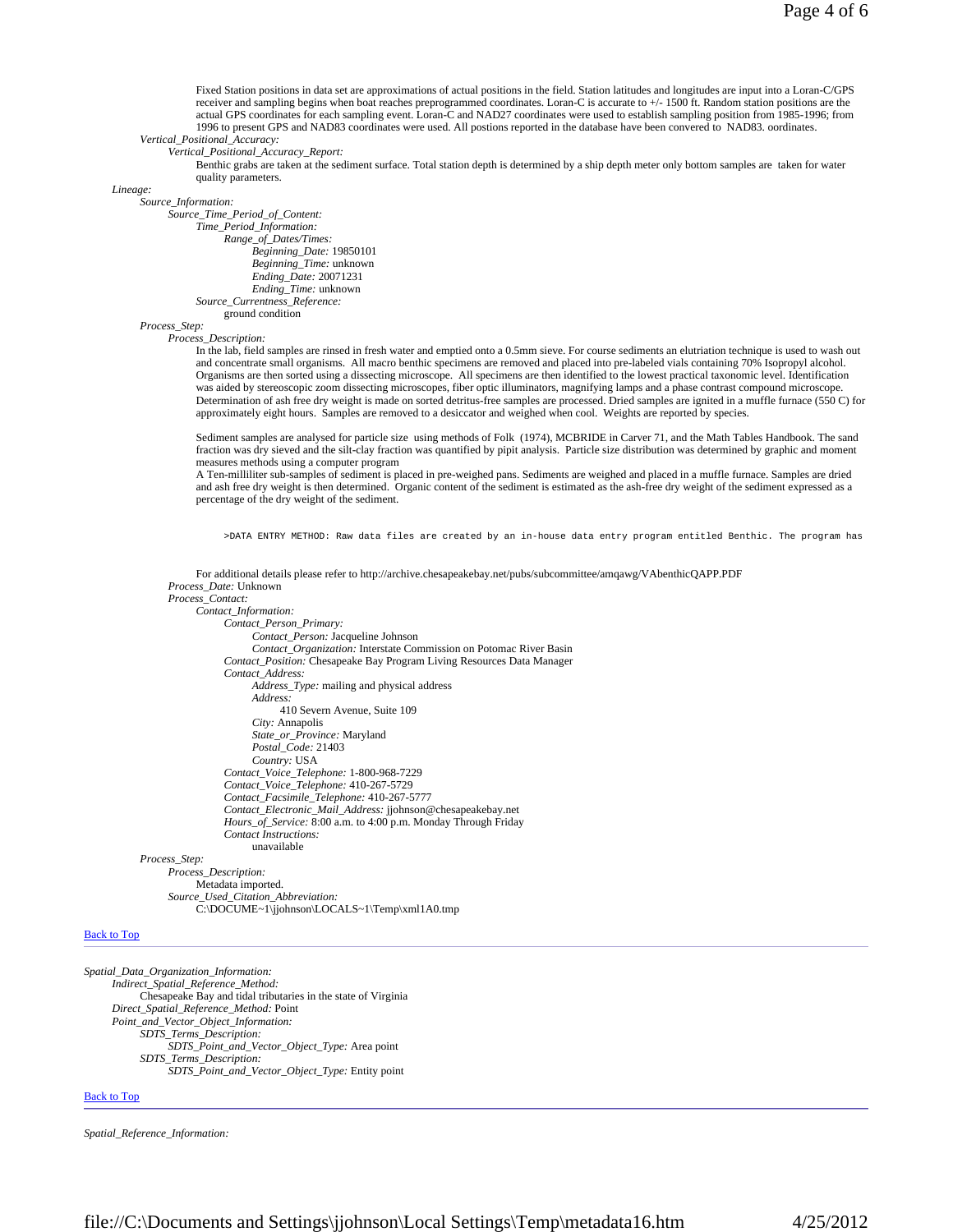Fixed Station positions in data set are approximations of actual positions in the field. Station latitudes and longitudes are input into a Loran-C/GPS receiver and sampling begins when boat reaches preprogrammed coordinates. Loran-C is accurate to +/- 1500 ft. Random station positions are the actual GPS coordinates for each sampling event. Loran-C and NAD27 coordinates were used to establish sampling position from 1985-1996; from 1996 to present GPS and NAD83 coordinates were used. All postions reported in the database have been convered to NAD83. oordinates.

*Vertical_Positional_Accuracy:*

*Vertical_Positional_Accuracy_Report:*

Benthic grabs are taken at the sediment surface. Total station depth is determined by a ship depth meter only bottom samples are taken for water quality parameters.

*Lineage:*

*Source_Information:*

*Source_Time_Period_of_Content:*

*Time_Period_Information:*

*Range_of_Dates/Times:*

*Beginning_Date:* 19850101
*Beginning_Time:* unknown
*Ending_Date:* 20071231
*Ending_Time:* unknown

*Source_Currentness_Reference:*

ground condition

*Process_Step:*

*Process_Description:*

In the lab, field samples are rinsed in fresh water and emptied onto a 0.5mm sieve. For course sediments an elutriation technique is used to wash out and concentrate small organisms. All macro benthic specimens are removed and placed into pre-labeled vials containing 70% Isopropyl alcohol. Organisms are then sorted using a dissecting microscope. All specimens are then identified to the lowest practical taxonomic level. Identification was aided by stereoscopic zoom dissecting microscopes, fiber optic illuminators, magnifying lamps and a phase contrast compound microscope. Determination of ash free dry weight is made on sorted detritus-free samples are processed. Dried samples are ignited in a muffle furnace (550 C) for approximately eight hours. Samples are removed to a desiccator and weighed when cool. Weights are reported by species.

Sediment samples are analysed for particle size using methods of Folk (1974), MCBRIDE in Carver 71, and the Math Tables Handbook. The sand fraction was dry sieved and the silt-clay fraction was quantified by pipit analysis. Particle size distribution was determined by graphic and moment measures methods using a computer program
A Ten-milliliter sub-samples of sediment is placed in pre-weighed pans. Sediments are weighed and placed in a muffle furnace. Samples are dried and ash free dry weight is then determined. Organic content of the sediment is estimated as the ash-free dry weight of the sediment expressed as a percentage of the dry weight of the sediment.

```
>DATA ENTRY METHOD: Raw data files are created by an in-house data entry program entitled Benthic. The program has
```

For additional details please refer to http://archive.chesapeakebay.net/pubs/subcommittee/amqawg/VAbenthicQAPP.PDF

*Process_Date:* Unknown

*Process_Contact:*

*Contact_Information:*

*Contact_Person_Primary:*

*Contact_Person:* Jacqueline Johnson
*Contact_Organization:* Interstate Commission on Potomac River Basin

*Contact_Position:* Chesapeake Bay Program Living Resources Data Manager

*Contact_Address:*

*Address_Type:* mailing and physical address
*Address:*
410 Severn Avenue, Suite 109
*City:* Annapolis
*State_or_Province:* Maryland
*Postal_Code:* 21403
*Country:* USA

*Contact_Voice_Telephone:* 1-800-968-7229
*Contact_Voice_Telephone:* 410-267-5729
*Contact_Facsimile_Telephone:* 410-267-5777
*Contact_Electronic_Mail_Address:* jjohnson@chesapeakebay.net
*Hours_of_Service:* 8:00 a.m. to 4:00 p.m. Monday Through Friday
*Contact Instructions:*
unavailable

*Process_Step:*

*Process_Description:*

Metadata imported.

*Source_Used_Citation_Abbreviation:*

C:\DOCUME~1\jjohnson\LOCALS~1\Temp\xml1A0.tmp

Back to Top

---

*Spatial_Data_Organization_Information:*

*Indirect_Spatial_Reference_Method:*

Chesapeake Bay and tidal tributaries in the state of Virginia

*Direct_Spatial_Reference_Method:* Point

*Point_and_Vector_Object_Information:*

*SDTS_Terms_Description:*

*SDTS_Point_and_Vector_Object_Type:* Area point

*SDTS_Terms_Description:*

*SDTS_Point_and_Vector_Object_Type:* Entity point

Back to Top

---

*Spatial_Reference_Information:*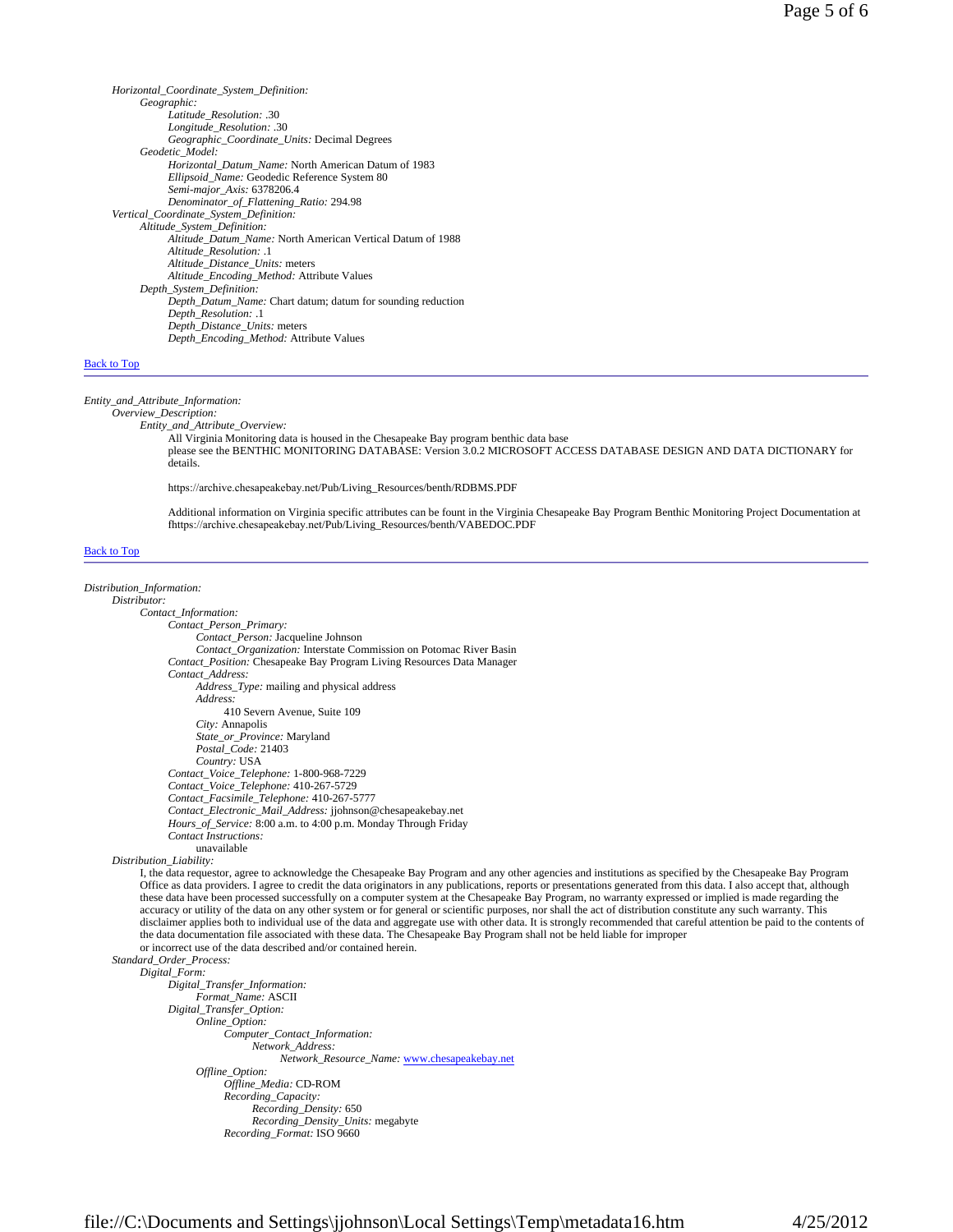*Horizontal_Coordinate_System_Definition:*

- *Geographic:*
  - *Latitude_Resolution:* .30
  - *Longitude_Resolution:* .30
  - *Geographic_Coordinate_Units:* Decimal Degrees
- *Geodetic_Model:*
  - *Horizontal_Datum_Name:* North American Datum of 1983
  - *Ellipsoid_Name:* Geodedic Reference System 80
  - *Semi-major_Axis:* 6378206.4
  - *Denominator_of_Flattening_Ratio:* 294.98

*Vertical_Coordinate_System_Definition:*

- *Altitude_System_Definition:*
  - *Altitude_Datum_Name:* North American Vertical Datum of 1988
  - *Altitude_Resolution:* .1
  - *Altitude_Distance_Units:* meters
  - *Altitude_Encoding_Method:* Attribute Values
- *Depth_System_Definition:*
  - *Depth_Datum_Name:* Chart datum; datum for sounding reduction
  - *Depth_Resolution:* .1
  - *Depth_Distance_Units:* meters
  - *Depth_Encoding_Method:* Attribute Values

Back to Top

---

*Entity_and_Attribute_Information:*

*Overview_Description:*

*Entity_and_Attribute_Overview:*

All Virginia Monitoring data is housed in the Chesapeake Bay program benthic data base
please see the BENTHIC MONITORING DATABASE: Version 3.0.2 MICROSOFT ACCESS DATABASE DESIGN AND DATA DICTIONARY for details.

https://archive.chesapeakebay.net/Pub/Living_Resources/benth/RDBMS.PDF

Additional information on Virginia specific attributes can be fount in the Virginia Chesapeake Bay Program Benthic Monitoring Project Documentation at fhttps://archive.chesapeakebay.net/Pub/Living_Resources/benth/VABEDOC.PDF

Back to Top

---

*Distribution_Information:*

*Distributor:*

- *Contact_Information:*
  - *Contact_Person_Primary:*
    - *Contact_Person:* Jacqueline Johnson
    - *Contact_Organization:* Interstate Commission on Potomac River Basin
  - *Contact_Position:* Chesapeake Bay Program Living Resources Data Manager
  - *Contact_Address:*
    - *Address_Type:* mailing and physical address
    - *Address:*
      - 410 Severn Avenue, Suite 109
    - *City:* Annapolis
    - *State_or_Province:* Maryland
    - *Postal_Code:* 21403
    - *Country:* USA
  - *Contact_Voice_Telephone:* 1-800-968-7229
  - *Contact_Voice_Telephone:* 410-267-5729
  - *Contact_Facsimile_Telephone:* 410-267-5777
  - *Contact_Electronic_Mail_Address:* jjohnson@chesapeakebay.net
  - *Hours_of_Service:* 8:00 a.m. to 4:00 p.m. Monday Through Friday
  - *Contact Instructions:*
    - unavailable

*Distribution_Liability:*

I, the data requestor, agree to acknowledge the Chesapeake Bay Program and any other agencies and institutions as specified by the Chesapeake Bay Program Office as data providers. I agree to credit the data originators in any publications, reports or presentations generated from this data. I also accept that, although these data have been processed successfully on a computer system at the Chesapeake Bay Program, no warranty expressed or implied is made regarding the accuracy or utility of the data on any other system or for general or scientific purposes, nor shall the act of distribution constitute any such warranty. This disclaimer applies both to individual use of the data and aggregate use with other data. It is strongly recommended that careful attention be paid to the contents of the data documentation file associated with these data. The Chesapeake Bay Program shall not be held liable for improper or incorrect use of the data described and/or contained herein.

*Standard_Order_Process:*

- *Digital_Form:*
  - *Digital_Transfer_Information:*
    - *Format_Name:* ASCII
  - *Digital_Transfer_Option:*
    - *Online_Option:*
      - *Computer_Contact_Information:*
        - *Network_Address:*
          - *Network_Resource_Name:* www.chesapeakebay.net
    - *Offline_Option:*
      - *Offline_Media:* CD-ROM
      - *Recording_Capacity:*
        - *Recording_Density:* 650
        - *Recording_Density_Units:* megabyte
      - *Recording_Format:* ISO 9660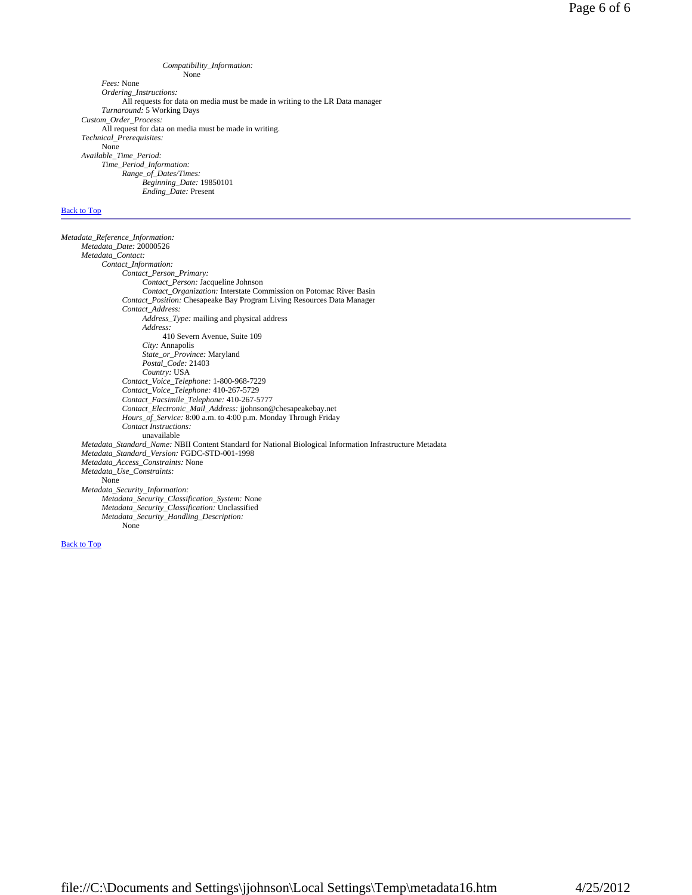*Compatibility_Information:*
None

*Fees:* None
*Ordering_Instructions:*
All requests for data on media must be made in writing to the LR Data manager
*Turnaround:* 5 Working Days
*Custom_Order_Process:*
All request for data on media must be made in writing.
*Technical_Prerequisites:*
None
*Available_Time_Period:*
*Time_Period_Information:*
*Range_of_Dates/Times:*
*Beginning_Date:* 19850101
*Ending_Date:* Present

[Back to Top]

---

*Metadata_Reference_Information:*
*Metadata_Date:* 20000526
*Metadata_Contact:*
*Contact_Information:*
*Contact_Person_Primary:*
*Contact_Person:* Jacqueline Johnson
*Contact_Organization:* Interstate Commission on Potomac River Basin
*Contact_Position:* Chesapeake Bay Program Living Resources Data Manager
*Contact_Address:*
*Address_Type:* mailing and physical address
*Address:*
410 Severn Avenue, Suite 109
*City:* Annapolis
*State_or_Province:* Maryland
*Postal_Code:* 21403
*Country:* USA
*Contact_Voice_Telephone:* 1-800-968-7229
*Contact_Voice_Telephone:* 410-267-5729
*Contact_Facsimile_Telephone:* 410-267-5777
*Contact_Electronic_Mail_Address:* jjohnson@chesapeakebay.net
*Hours_of_Service:* 8:00 a.m. to 4:00 p.m. Monday Through Friday
*Contact Instructions:*
unavailable
*Metadata_Standard_Name:* NBII Content Standard for National Biological Information Infrastructure Metadata
*Metadata_Standard_Version:* FGDC-STD-001-1998
*Metadata_Access_Constraints:* None
*Metadata_Use_Constraints:*
None
*Metadata_Security_Information:*
*Metadata_Security_Classification_System:* None
*Metadata_Security_Classification:* Unclassified
*Metadata_Security_Handling_Description:*
None

[Back to Top]